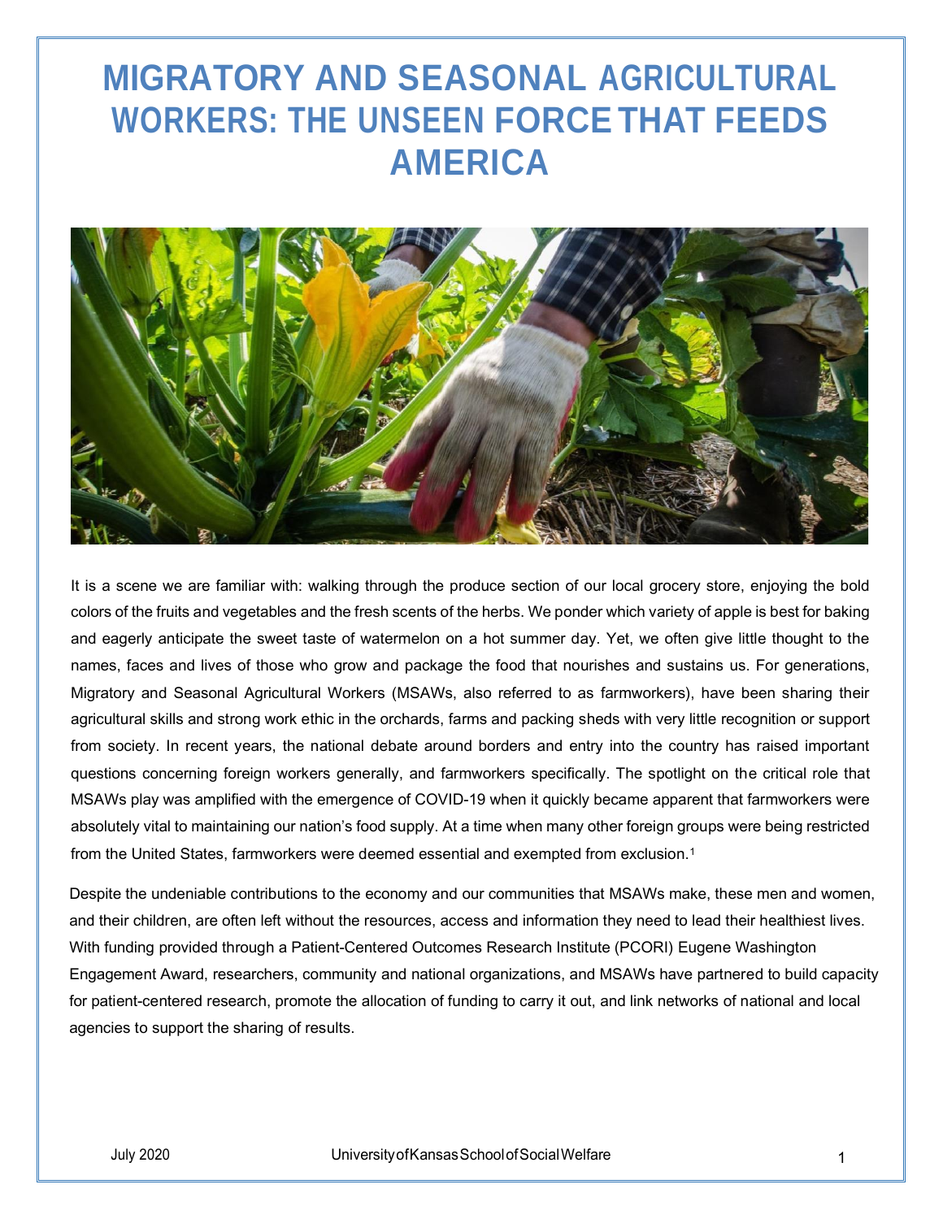# MIGRATORY AND SEASONAL AGRICULTURAL WORKERS: THE UNSEEN FORCE THAT FEEDS AMERICA

It is a scene we are familiar with: walking through the produce section of our local grocery store, enjoying the bold colors of the fruits and vegetables and the fresh scents of the herbs. We ponder which variety of apple is best for baking and eagerly anticipate the sweet taste of watermelon on a hot summer day. Yet, we often give little thought to the names, faces and lives of those who grow and package the food that nourishes and sustains us. For generations, Migratory and Seasonal Agricultural Workers (MSAWs, also referred to as farmworkers), have been sharing their agricultural skills and strong work ethic in the orchards, farms and packing sheds with very little recognition or support from society. In recent years, the national debate around borders and entry into the country has raised important questions concerning foreign workers generally, and farmworkers specifically. The spotlight on the critical role that MSAWs play was amplified with the emergence of COVID-19 when it quickly became apparent that farmworkers were absolutely vital to maintaining our nation's food supply. At a time when many other foreign groups were being restricted from the United States, farmworkers were deemed essential and exempted from exclusion.[1]

Despite the undeniable contributions to the economy and our communities that MSAWs make, these men and women, and their children, are often left without the resources, access and information they need to lead their healthiest lives. With funding provided through a Patient-Centered Outcomes Research Institute (PCORI) Eugene Washington Engagement Award, researchers, community and national organizations, and MSAWs have partnered to build capacity for patient-centered research, promote the allocation of funding to carry it out, and link networks of national and local agencies to support the sharing of results.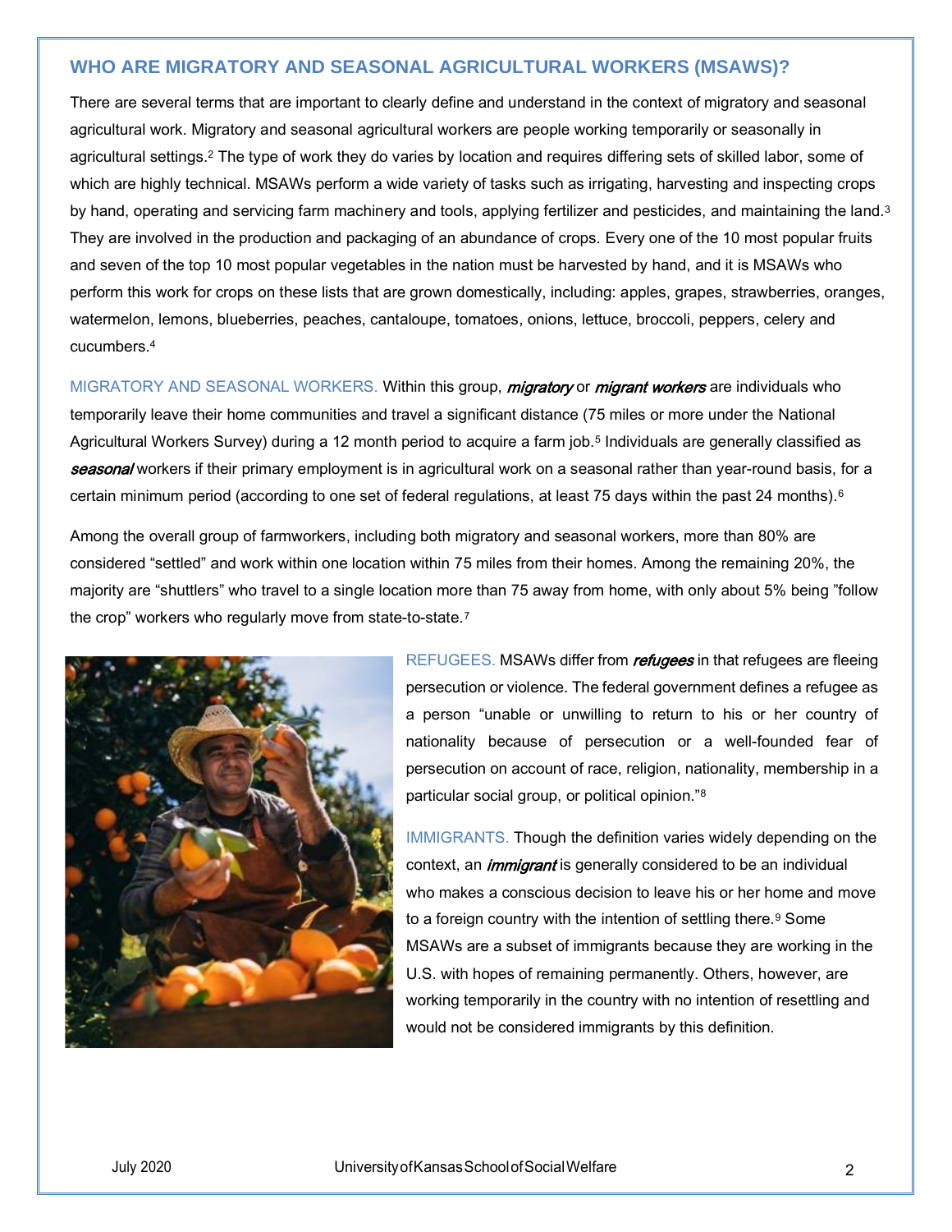## WHO ARE MIGRATORY AND SEASONAL AGRICULTURAL WORKERS (MSAWS)?

There are several terms that are important to clearly define and understand in the context of migratory and seasonal agricultural work. Migratory and seasonal agricultural workers are people working temporarily or seasonally in agricultural settings.[2] The type of work they do varies by location and requires differing sets of skilled labor, some of which are highly technical. MSAWs perform a wide variety of tasks such as irrigating, harvesting and inspecting crops by hand, operating and servicing farm machinery and tools, applying fertilizer and pesticides, and maintaining the land.[3] They are involved in the production and packaging of an abundance of crops. Every one of the 10 most popular fruits and seven of the top 10 most popular vegetables in the nation must be harvested by hand, and it is MSAWs who perform this work for crops on these lists that are grown domestically, including: apples, grapes, strawberries, oranges, watermelon, lemons, blueberries, peaches, cantaloupe, tomatoes, onions, lettuce, broccoli, peppers, celery and cucumbers.[4]

MIGRATORY AND SEASONAL WORKERS. Within this group, ***migratory*** or ***migrant workers*** are individuals who temporarily leave their home communities and travel a significant distance (75 miles or more under the National Agricultural Workers Survey) during a 12 month period to acquire a farm job.[5] Individuals are generally classified as ***seasonal*** workers if their primary employment is in agricultural work on a seasonal rather than year-round basis, for a certain minimum period (according to one set of federal regulations, at least 75 days within the past 24 months).[6]

Among the overall group of farmworkers, including both migratory and seasonal workers, more than 80% are considered "settled" and work within one location within 75 miles from their homes. Among the remaining 20%, the majority are "shuttlers" who travel to a single location more than 75 away from home, with only about 5% being "follow the crop" workers who regularly move from state-to-state.[7]

REFUGEES. MSAWs differ from ***refugees*** in that refugees are fleeing persecution or violence. The federal government defines a refugee as a person "unable or unwilling to return to his or her country of nationality because of persecution or a well-founded fear of persecution on account of race, religion, nationality, membership in a particular social group, or political opinion."[8]

IMMIGRANTS. Though the definition varies widely depending on the context, an ***immigrant*** is generally considered to be an individual who makes a conscious decision to leave his or her home and move to a foreign country with the intention of settling there.[9] Some MSAWs are a subset of immigrants because they are working in the U.S. with hopes of remaining permanently. Others, however, are working temporarily in the country with no intention of resettling and would not be considered immigrants by this definition.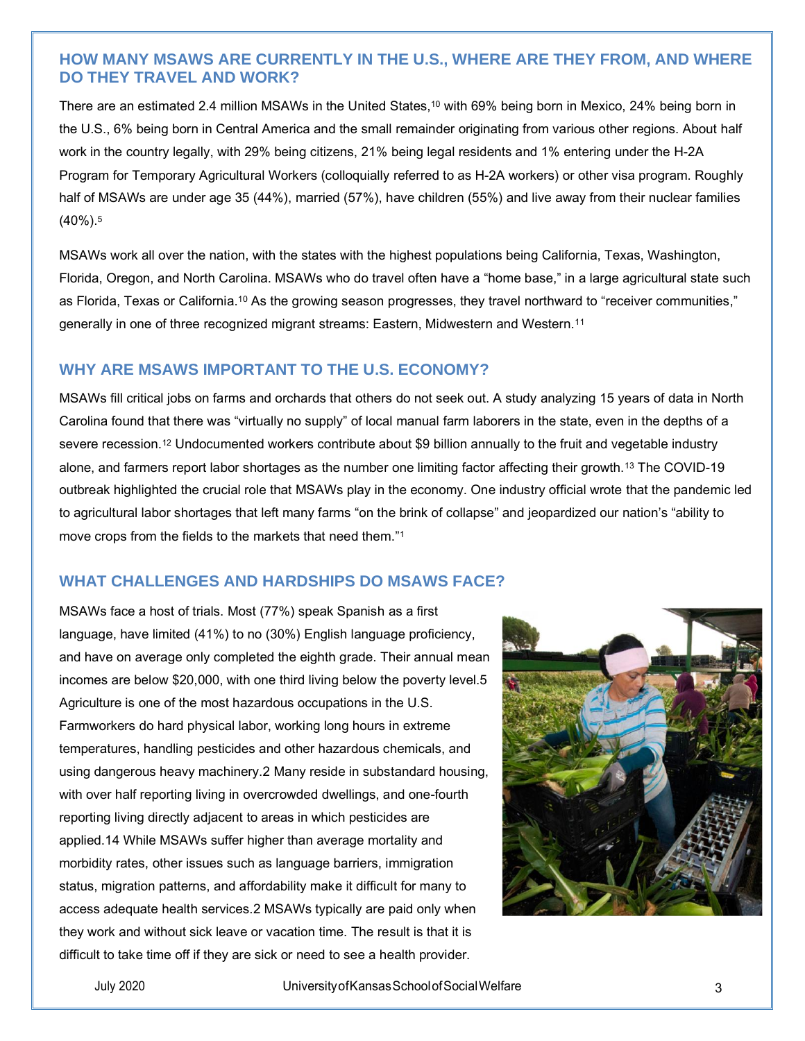## HOW MANY MSAWS ARE CURRENTLY IN THE U.S., WHERE ARE THEY FROM, AND WHERE DO THEY TRAVEL AND WORK?

There are an estimated 2.4 million MSAWs in the United States,[10] with 69% being born in Mexico, 24% being born in the U.S., 6% being born in Central America and the small remainder originating from various other regions. About half work in the country legally, with 29% being citizens, 21% being legal residents and 1% entering under the H-2A Program for Temporary Agricultural Workers (colloquially referred to as H-2A workers) or other visa program. Roughly half of MSAWs are under age 35 (44%), married (57%), have children (55%) and live away from their nuclear families (40%).[5]

MSAWs work all over the nation, with the states with the highest populations being California, Texas, Washington, Florida, Oregon, and North Carolina. MSAWs who do travel often have a "home base," in a large agricultural state such as Florida, Texas or California.[10] As the growing season progresses, they travel northward to "receiver communities," generally in one of three recognized migrant streams: Eastern, Midwestern and Western.[11]

## WHY ARE MSAWS IMPORTANT TO THE U.S. ECONOMY?

MSAWs fill critical jobs on farms and orchards that others do not seek out. A study analyzing 15 years of data in North Carolina found that there was "virtually no supply" of local manual farm laborers in the state, even in the depths of a severe recession.[12] Undocumented workers contribute about $9 billion annually to the fruit and vegetable industry alone, and farmers report labor shortages as the number one limiting factor affecting their growth.[13] The COVID-19 outbreak highlighted the crucial role that MSAWs play in the economy. One industry official wrote that the pandemic led to agricultural labor shortages that left many farms "on the brink of collapse" and jeopardized our nation's "ability to move crops from the fields to the markets that need them."[1]

## WHAT CHALLENGES AND HARDSHIPS DO MSAWS FACE?

MSAWs face a host of trials. Most (77%) speak Spanish as a first language, have limited (41%) to no (30%) English language proficiency, and have on average only completed the eighth grade. Their annual mean incomes are below $20,000, with one third living below the poverty level.5 Agriculture is one of the most hazardous occupations in the U.S. Farmworkers do hard physical labor, working long hours in extreme temperatures, handling pesticides and other hazardous chemicals, and using dangerous heavy machinery.2 Many reside in substandard housing, with over half reporting living in overcrowded dwellings, and one-fourth reporting living directly adjacent to areas in which pesticides are applied.14 While MSAWs suffer higher than average mortality and morbidity rates, other issues such as language barriers, immigration status, migration patterns, and affordability make it difficult for many to access adequate health services.2 MSAWs typically are paid only when they work and without sick leave or vacation time. The result is that it is difficult to take time off if they are sick or need to see a health provider.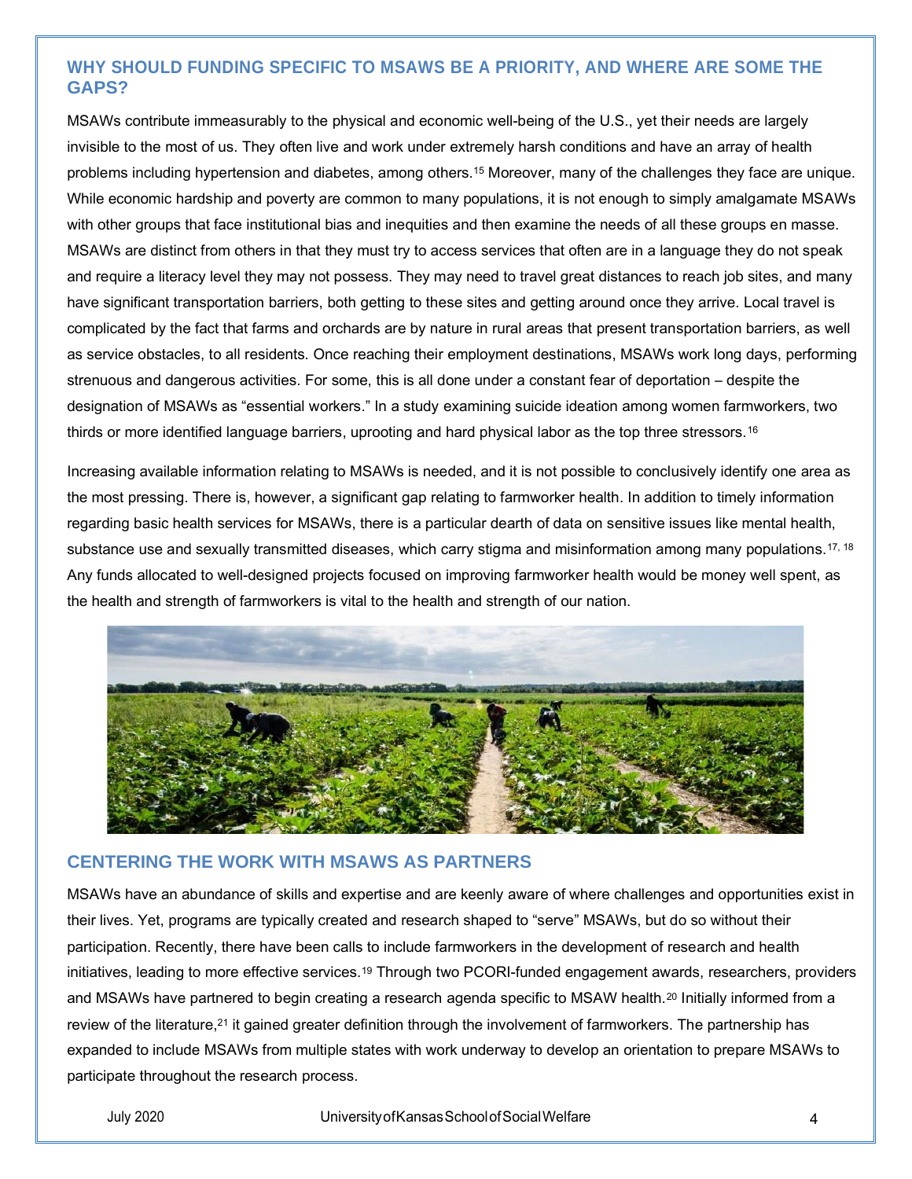## WHY SHOULD FUNDING SPECIFIC TO MSAWS BE A PRIORITY, AND WHERE ARE SOME THE GAPS?

MSAWs contribute immeasurably to the physical and economic well-being of the U.S., yet their needs are largely invisible to the most of us. They often live and work under extremely harsh conditions and have an array of health problems including hypertension and diabetes, among others.[15] Moreover, many of the challenges they face are unique. While economic hardship and poverty are common to many populations, it is not enough to simply amalgamate MSAWs with other groups that face institutional bias and inequities and then examine the needs of all these groups en masse. MSAWs are distinct from others in that they must try to access services that often are in a language they do not speak and require a literacy level they may not possess. They may need to travel great distances to reach job sites, and many have significant transportation barriers, both getting to these sites and getting around once they arrive. Local travel is complicated by the fact that farms and orchards are by nature in rural areas that present transportation barriers, as well as service obstacles, to all residents. Once reaching their employment destinations, MSAWs work long days, performing strenuous and dangerous activities. For some, this is all done under a constant fear of deportation – despite the designation of MSAWs as "essential workers." In a study examining suicide ideation among women farmworkers, two thirds or more identified language barriers, uprooting and hard physical labor as the top three stressors.[16]

Increasing available information relating to MSAWs is needed, and it is not possible to conclusively identify one area as the most pressing. There is, however, a significant gap relating to farmworker health. In addition to timely information regarding basic health services for MSAWs, there is a particular dearth of data on sensitive issues like mental health, substance use and sexually transmitted diseases, which carry stigma and misinformation among many populations.[17, 18] Any funds allocated to well-designed projects focused on improving farmworker health would be money well spent, as the health and strength of farmworkers is vital to the health and strength of our nation.

## CENTERING THE WORK WITH MSAWS AS PARTNERS

MSAWs have an abundance of skills and expertise and are keenly aware of where challenges and opportunities exist in their lives. Yet, programs are typically created and research shaped to "serve" MSAWs, but do so without their participation. Recently, there have been calls to include farmworkers in the development of research and health initiatives, leading to more effective services.[19] Through two PCORI-funded engagement awards, researchers, providers and MSAWs have partnered to begin creating a research agenda specific to MSAW health.[20] Initially informed from a review of the literature,[21] it gained greater definition through the involvement of farmworkers. The partnership has expanded to include MSAWs from multiple states with work underway to develop an orientation to prepare MSAWs to participate throughout the research process.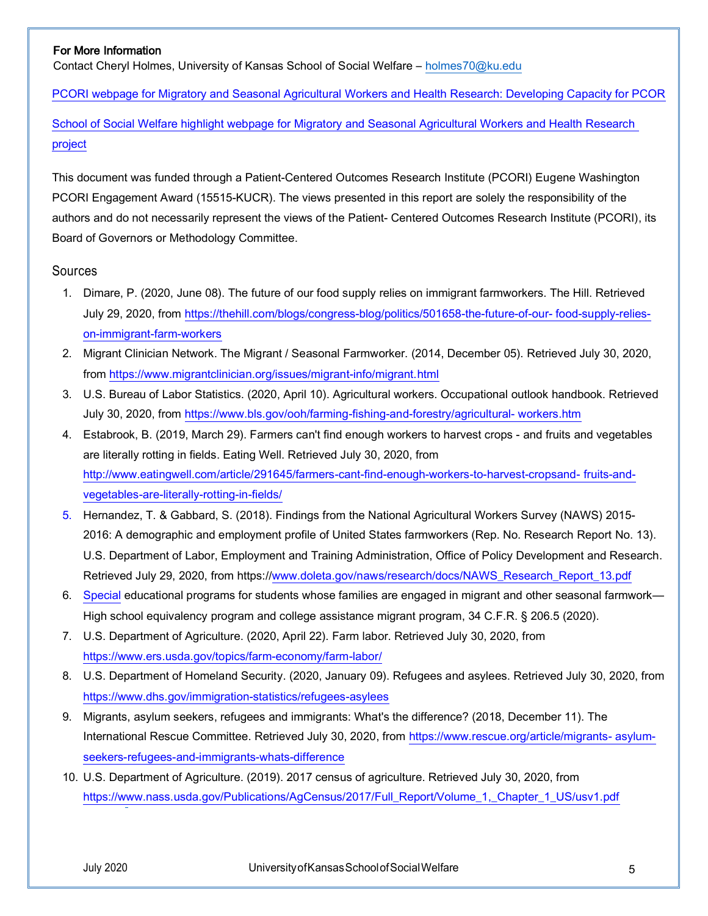**For More Information**

Contact Cheryl Holmes, University of Kansas School of Social Welfare – holmes70@ku.edu

PCORI webpage for Migratory and Seasonal Agricultural Workers and Health Research: Developing Capacity for PCOR

School of Social Welfare highlight webpage for Migratory and Seasonal Agricultural Workers and Health Research project

This document was funded through a Patient-Centered Outcomes Research Institute (PCORI) Eugene Washington PCORI Engagement Award (15515-KUCR). The views presented in this report are solely the responsibility of the authors and do not necessarily represent the views of the Patient- Centered Outcomes Research Institute (PCORI), its Board of Governors or Methodology Committee.

## Sources

1. Dimare, P. (2020, June 08). The future of our food supply relies on immigrant farmworkers. The Hill. Retrieved July 29, 2020, from https://thehill.com/blogs/congress-blog/politics/501658-the-future-of-our- food-supply-relies-on-immigrant-farm-workers
2. Migrant Clinician Network. The Migrant / Seasonal Farmworker. (2014, December 05). Retrieved July 30, 2020, from https://www.migrantclinician.org/issues/migrant-info/migrant.html
3. U.S. Bureau of Labor Statistics. (2020, April 10). Agricultural workers. Occupational outlook handbook. Retrieved July 30, 2020, from https://www.bls.gov/ooh/farming-fishing-and-forestry/agricultural- workers.htm
4. Estabrook, B. (2019, March 29). Farmers can't find enough workers to harvest crops - and fruits and vegetables are literally rotting in fields. Eating Well. Retrieved July 30, 2020, from http://www.eatingwell.com/article/291645/farmers-cant-find-enough-workers-to-harvest-cropsand- fruits-and-vegetables-are-literally-rotting-in-fields/
5. Hernandez, T. & Gabbard, S. (2018). Findings from the National Agricultural Workers Survey (NAWS) 2015-2016: A demographic and employment profile of United States farmworkers (Rep. No. Research Report No. 13). U.S. Department of Labor, Employment and Training Administration, Office of Policy Development and Research. Retrieved July 29, 2020, from https://www.doleta.gov/naws/research/docs/NAWS_Research_Report_13.pdf
6. Special educational programs for students whose families are engaged in migrant and other seasonal farmwork—High school equivalency program and college assistance migrant program, 34 C.F.R. § 206.5 (2020).
7. U.S. Department of Agriculture. (2020, April 22). Farm labor. Retrieved July 30, 2020, from https://www.ers.usda.gov/topics/farm-economy/farm-labor/
8. U.S. Department of Homeland Security. (2020, January 09). Refugees and asylees. Retrieved July 30, 2020, from https://www.dhs.gov/immigration-statistics/refugees-asylees
9. Migrants, asylum seekers, refugees and immigrants: What's the difference? (2018, December 11). The International Rescue Committee. Retrieved July 30, 2020, from https://www.rescue.org/article/migrants- asylum-seekers-refugees-and-immigrants-whats-difference
10. U.S. Department of Agriculture. (2019). 2017 census of agriculture. Retrieved July 30, 2020, from https://www.nass.usda.gov/Publications/AgCensus/2017/Full_Report/Volume_1,_Chapter_1_US/usv1.pdf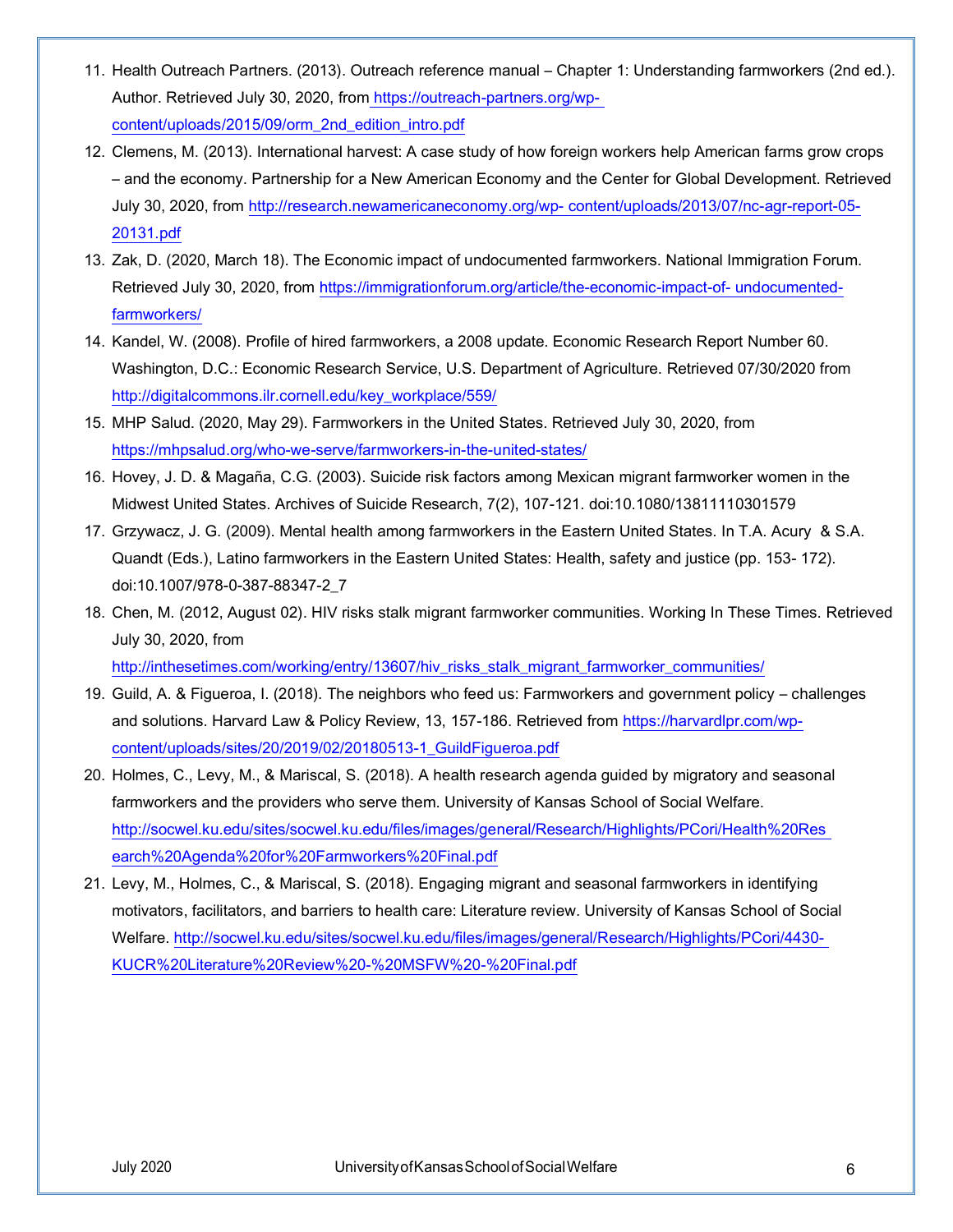11. Health Outreach Partners. (2013). Outreach reference manual – Chapter 1: Understanding farmworkers (2nd ed.). Author. Retrieved July 30, 2020, from https://outreach-partners.org/wp-content/uploads/2015/09/orm_2nd_edition_intro.pdf
12. Clemens, M. (2013). International harvest: A case study of how foreign workers help American farms grow crops – and the economy. Partnership for a New American Economy and the Center for Global Development. Retrieved July 30, 2020, from http://research.newamericaneconomy.org/wp- content/uploads/2013/07/nc-agr-report-05-20131.pdf
13. Zak, D. (2020, March 18). The Economic impact of undocumented farmworkers. National Immigration Forum. Retrieved July 30, 2020, from https://immigrationforum.org/article/the-economic-impact-of- undocumented-farmworkers/
14. Kandel, W. (2008). Profile of hired farmworkers, a 2008 update. Economic Research Report Number 60. Washington, D.C.: Economic Research Service, U.S. Department of Agriculture. Retrieved 07/30/2020 from http://digitalcommons.ilr.cornell.edu/key_workplace/559/
15. MHP Salud. (2020, May 29). Farmworkers in the United States. Retrieved July 30, 2020, from https://mhpsalud.org/who-we-serve/farmworkers-in-the-united-states/
16. Hovey, J. D. & Magaña, C.G. (2003). Suicide risk factors among Mexican migrant farmworker women in the Midwest United States. Archives of Suicide Research, 7(2), 107-121. doi:10.1080/13811110301579
17. Grzywacz, J. G. (2009). Mental health among farmworkers in the Eastern United States. In T.A. Acury & S.A. Quandt (Eds.), Latino farmworkers in the Eastern United States: Health, safety and justice (pp. 153- 172). doi:10.1007/978-0-387-88347-2_7
18. Chen, M. (2012, August 02). HIV risks stalk migrant farmworker communities. Working In These Times. Retrieved July 30, 2020, from http://inthesetimes.com/working/entry/13607/hiv_risks_stalk_migrant_farmworker_communities/
19. Guild, A. & Figueroa, I. (2018). The neighbors who feed us: Farmworkers and government policy – challenges and solutions. Harvard Law & Policy Review, 13, 157-186. Retrieved from https://harvardlpr.com/wp-content/uploads/sites/20/2019/02/20180513-1_GuildFigueroa.pdf
20. Holmes, C., Levy, M., & Mariscal, S. (2018). A health research agenda guided by migratory and seasonal farmworkers and the providers who serve them. University of Kansas School of Social Welfare. http://socwel.ku.edu/sites/socwel.ku.edu/files/images/general/Research/Highlights/PCori/Health%20Research%20Agenda%20for%20Farmworkers%20Final.pdf
21. Levy, M., Holmes, C., & Mariscal, S. (2018). Engaging migrant and seasonal farmworkers in identifying motivators, facilitators, and barriers to health care: Literature review. University of Kansas School of Social Welfare. http://socwel.ku.edu/sites/socwel.ku.edu/files/images/general/Research/Highlights/PCori/4430-KUCR%20Literature%20Review%20-%20MSFW%20-%20Final.pdf